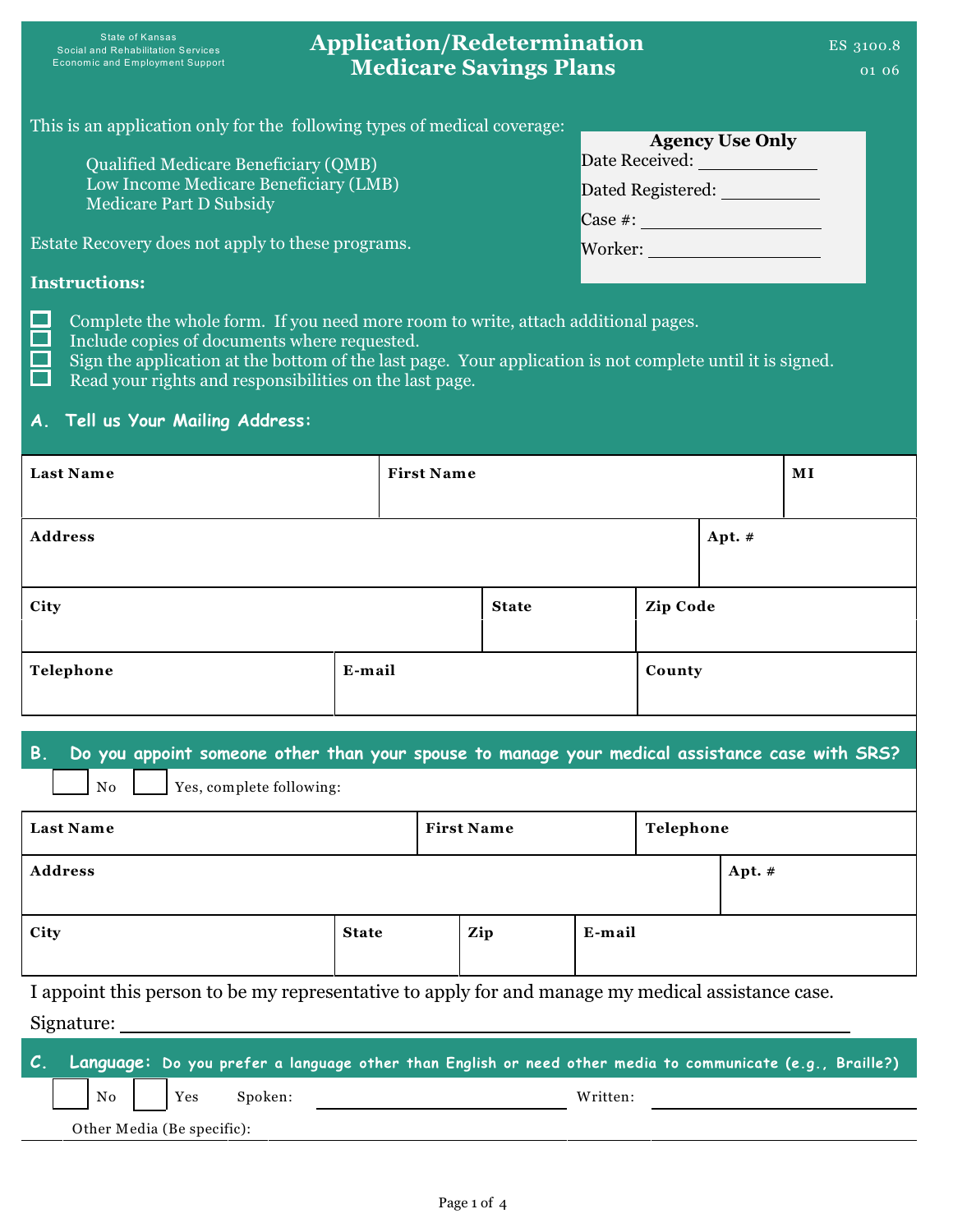State of Kansas
Social and Rehabilitation Services
Economic and Employment Support

# Application/Redetermination Medicare Savings Plans

ES 3100.8
01 06

This is an application only for the following types of medical coverage:

Qualified Medicare Beneficiary (QMB)
Low Income Medicare Beneficiary (LMB)
Medicare Part D Subsidy

Estate Recovery does not apply to these programs.

| Agency Use Only | |
|---|---|
| Date Received: | |
| Dated Registered: | |
| Case #: | |
| Worker: | |

**Instructions:**

- ☐ Complete the whole form. If you need more room to write, attach additional pages.
- ☐ Include copies of documents where requested.
- ☐ Sign the application at the bottom of the last page. Your application is not complete until it is signed.
- ☐ Read your rights and responsibilities on the last page.

## A. Tell us Your Mailing Address:

| Last Name | First Name | MI |
|---|---|---|
| | | |

| Address | Apt. # |
|---|---|
| | |

| City | State | Zip Code |
|---|---|---|
| | | |

| Telephone | E-mail | County |
|---|---|---|
| | | |

## B. Do you appoint someone other than your spouse to manage your medical assistance case with SRS?

☐ No ☐ Yes, complete following:

| Last Name | First Name | Telephone |
|---|---|---|
| | | |

| Address | Apt. # |
|---|---|
| | |

| City | State | Zip | E-mail |
|---|---|---|---|
| | | | |

I appoint this person to be my representative to apply for and manage my medical assistance case.

Signature: ______________________________

## C. Language: Do you prefer a language other than English or need other media to communicate (e.g., Braille?)

☐ No ☐ Yes Spoken: ____________ Written: ____________

Other Media (Be specific): ____________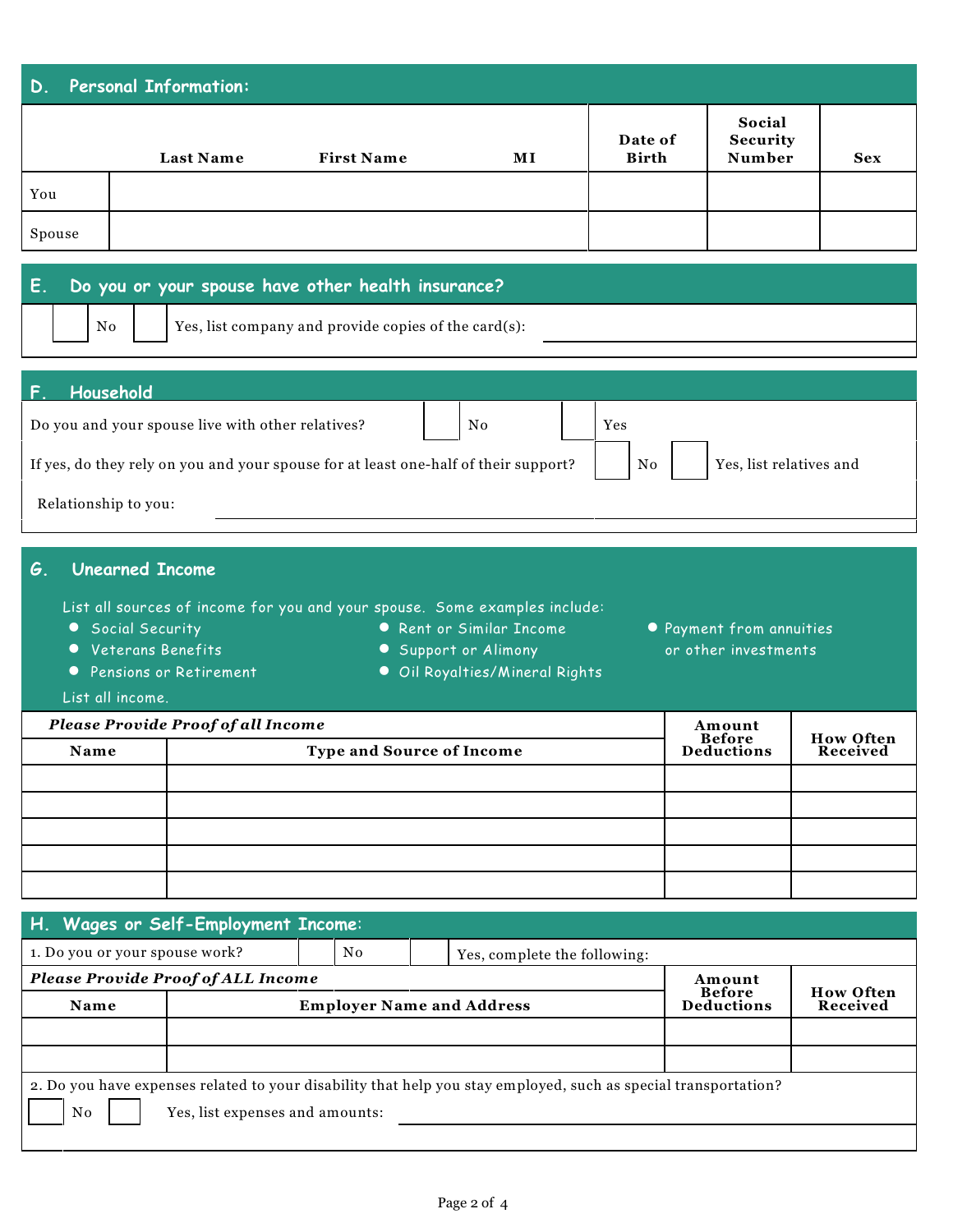## D. Personal Information:

| | Last Name | First Name | MI | Date of Birth | Social Security Number | Sex |
|---|---|---|---|---|---|---|
| You | | | | | | |
| Spouse | | | | | | |

## E. Do you or your spouse have other health insurance?

☐ No ☐ Yes, list company and provide copies of the card(s): ____________________

## F. Household

Do you and your spouse live with other relatives? ☐ No ☐ Yes

If yes, do they rely on you and your spouse for at least one-half of their support? ☐ No ☐ Yes, list relatives and

Relationship to you: ____________________

## G. Unearned Income

List all sources of income for you and your spouse. Some examples include:

- Social Security
- Veterans Benefits
- Pensions or Retirement
- Rent or Similar Income
- Support or Alimony
- Oil Royalties/Mineral Rights
- Payment from annuities or other investments

List all income.

***Please Provide Proof of all Income***

| Name | Type and Source of Income | Amount Before Deductions | How Often Received |
|---|---|---|---|
| | | | |
| | | | |
| | | | |
| | | | |
| | | | |

## H. Wages or Self-Employment Income:

1. Do you or your spouse work? ☐ No ☐ Yes, complete the following:

***Please Provide Proof of ALL Income***

| Name | Employer Name and Address | Amount Before Deductions | How Often Received |
|---|---|---|---|
| | | | |
| | | | |

2. Do you have expenses related to your disability that help you stay employed, such as special transportation?

☐ No ☐ Yes, list expenses and amounts: ____________________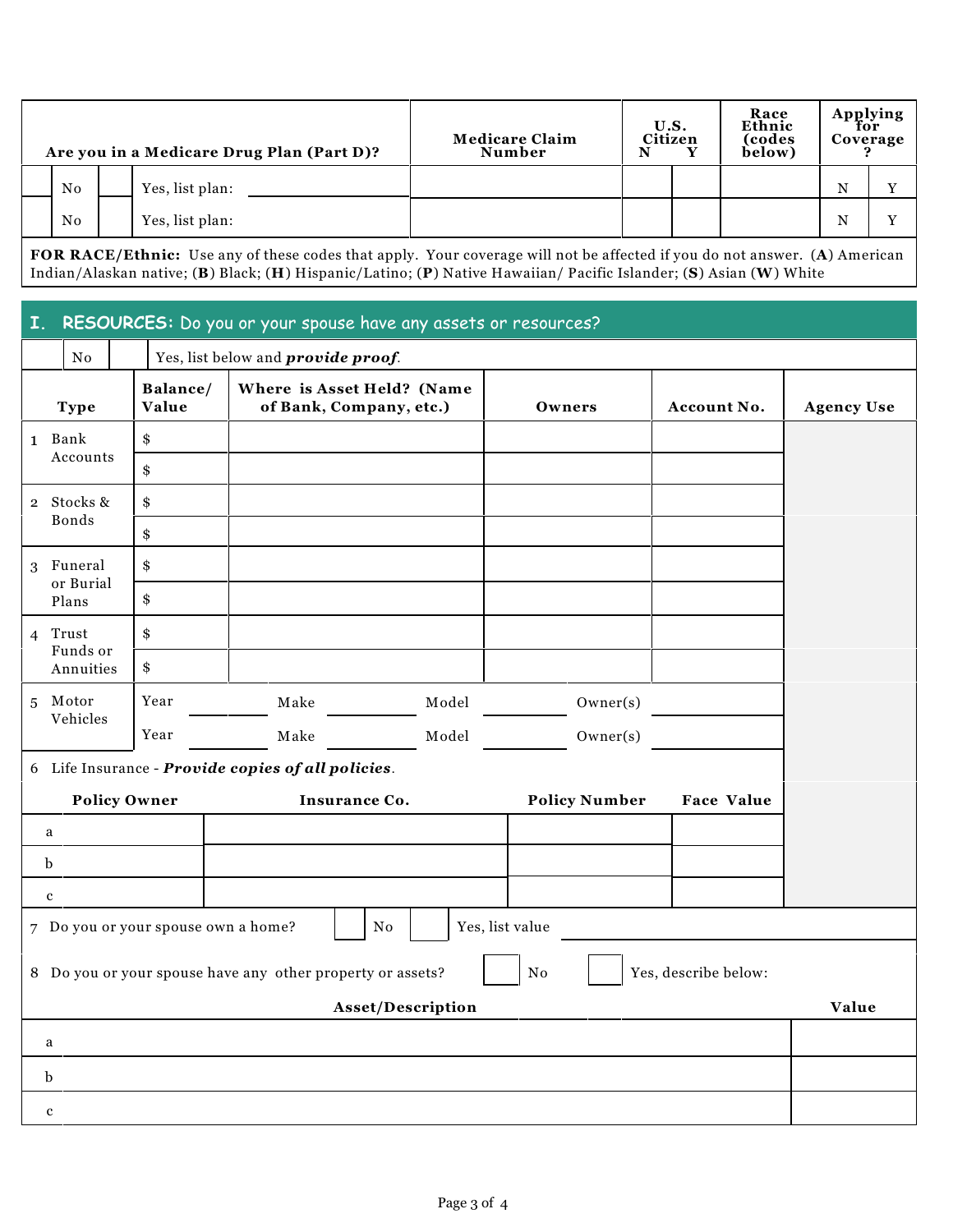| Are you in a Medicare Drug Plan (Part D)? | | | | Medicare Claim Number | U.S. Citizen N | Y | Race Ethnic (codes below) | Applying for Coverage? | |
|---|---|---|---|---|---|---|---|---|---|
| | No | | Yes, list plan: | | | | | N | Y |
| | No | | Yes, list plan: | | | | | N | Y |

**FOR RACE/Ethnic:** Use any of these codes that apply. Your coverage will not be affected if you do not answer. (**A**) American Indian/Alaskan native; (**B**) Black; (**H**) Hispanic/Latino; (**P**) Native Hawaiian/ Pacific Islander; (**S**) Asian (**W**) White

## I. RESOURCES: Do you or your spouse have any assets or resources?

☐ No ☐ Yes, list below and ***provide proof***.

| Type | Balance/ Value | Where is Asset Held? (Name of Bank, Company, etc.) | Owners | Account No. | Agency Use |
|---|---|---|---|---|---|
| 1 Bank Accounts | $ | | | | |
| | $ | | | | |
| 2 Stocks & Bonds | $ | | | | |
| | $ | | | | |
| 3 Funeral or Burial Plans | $ | | | | |
| | $ | | | | |
| 4 Trust Funds or Annuities | $ | | | | |
| | $ | | | | |

| 5 Motor Vehicles | | | | |
|---|---|---|---|---|
| | Year ______ | Make ______ | Model ______ | Owner(s) ______ |
| | Year ______ | Make ______ | Model ______ | Owner(s) ______ |

6 Life Insurance - ***Provide copies of all policies***.

| | Policy Owner | Insurance Co. | Policy Number | Face Value |
|---|---|---|---|---|
| a | | | | |
| b | | | | |
| c | | | | |

7 Do you or your spouse own a home? ☐ No ☐ Yes, list value ______________________

8 Do you or your spouse have any other property or assets? ☐ No ☐ Yes, describe below:

| | Asset/Description | Value |
|---|---|---|
| a | | |
| b | | |
| c | | |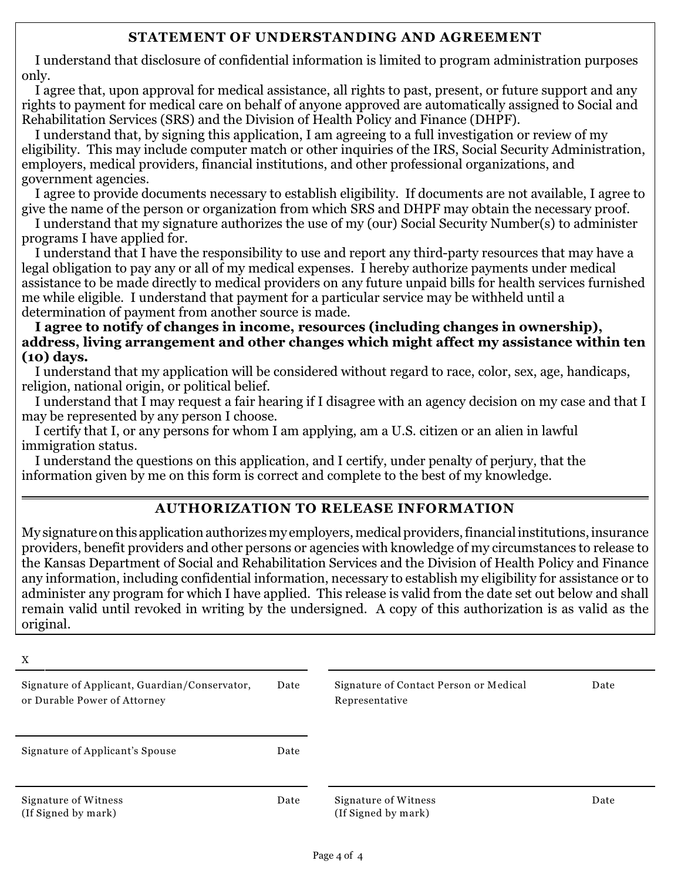## STATEMENT OF UNDERSTANDING AND AGREEMENT

I understand that disclosure of confidential information is limited to program administration purposes only.

I agree that, upon approval for medical assistance, all rights to past, present, or future support and any rights to payment for medical care on behalf of anyone approved are automatically assigned to Social and Rehabilitation Services (SRS) and the Division of Health Policy and Finance (DHPF).

I understand that, by signing this application, I am agreeing to a full investigation or review of my eligibility. This may include computer match or other inquiries of the IRS, Social Security Administration, employers, medical providers, financial institutions, and other professional organizations, and government agencies.

I agree to provide documents necessary to establish eligibility. If documents are not available, I agree to give the name of the person or organization from which SRS and DHPF may obtain the necessary proof.

I understand that my signature authorizes the use of my (our) Social Security Number(s) to administer programs I have applied for.

I understand that I have the responsibility to use and report any third-party resources that may have a legal obligation to pay any or all of my medical expenses. I hereby authorize payments under medical assistance to be made directly to medical providers on any future unpaid bills for health services furnished me while eligible. I understand that payment for a particular service may be withheld until a determination of payment from another source is made.

**I agree to notify of changes in income, resources (including changes in ownership), address, living arrangement and other changes which might affect my assistance within ten (10) days.**

I understand that my application will be considered without regard to race, color, sex, age, handicaps, religion, national origin, or political belief.

I understand that I may request a fair hearing if I disagree with an agency decision on my case and that I may be represented by any person I choose.

I certify that I, or any persons for whom I am applying, am a U.S. citizen or an alien in lawful immigration status.

I understand the questions on this application, and I certify, under penalty of perjury, that the information given by me on this form is correct and complete to the best of my knowledge.

## AUTHORIZATION TO RELEASE INFORMATION

My signature on this application authorizes my employers, medical providers, financial institutions, insurance providers, benefit providers and other persons or agencies with knowledge of my circumstances to release to the Kansas Department of Social and Rehabilitation Services and the Division of Health Policy and Finance any information, including confidential information, necessary to establish my eligibility for assistance or to administer any program for which I have applied. This release is valid from the date set out below and shall remain valid until revoked in writing by the undersigned. A copy of this authorization is as valid as the original.

X ______________________________________

Signature of Applicant, Guardian/Conservator, or Durable Power of Attorney — Date

______________________________________

Signature of Contact Person or Medical Representative — Date

______________________________________

Signature of Applicant's Spouse — Date

______________________________________

Signature of Witness (If Signed by mark) — Date

______________________________________

Signature of Witness (If Signed by mark) — Date